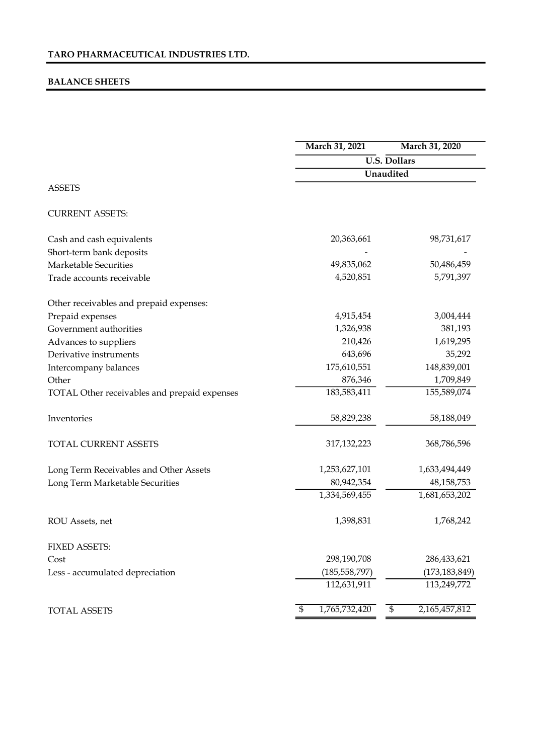**TARO PHARMACEUTICAL INDUSTRIES LTD.**

**BALANCE SHEETS**

| | March 31, 2021 | March 31, 2020 |
|---|---|---|
| | U.S. Dollars | |
| | Unaudited | |
| ASSETS | | |
| CURRENT ASSETS: | | |
| Cash and cash equivalents | 20,363,661 | 98,731,617 |
| Short-term bank deposits | - | - |
| Marketable Securities | 49,835,062 | 50,486,459 |
| Trade accounts receivable | 4,520,851 | 5,791,397 |
| Other receivables and prepaid expenses: | | |
| Prepaid expenses | 4,915,454 | 3,004,444 |
| Government authorities | 1,326,938 | 381,193 |
| Advances to suppliers | 210,426 | 1,619,295 |
| Derivative instruments | 643,696 | 35,292 |
| Intercompany balances | 175,610,551 | 148,839,001 |
| Other | 876,346 | 1,709,849 |
| TOTAL Other receivables and prepaid expenses | 183,583,411 | 155,589,074 |
| Inventories | 58,829,238 | 58,188,049 |
| TOTAL CURRENT ASSETS | 317,132,223 | 368,786,596 |
| Long Term Receivables and Other Assets | 1,253,627,101 | 1,633,494,449 |
| Long Term Marketable Securities | 80,942,354 | 48,158,753 |
| | 1,334,569,455 | 1,681,653,202 |
| ROU Assets, net | 1,398,831 | 1,768,242 |
| FIXED ASSETS: | | |
| Cost | 298,190,708 | 286,433,621 |
| Less - accumulated depreciation | (185,558,797) | (173,183,849) |
| | 112,631,911 | 113,249,772 |
| TOTAL ASSETS | $ 1,765,732,420 | $ 2,165,457,812 |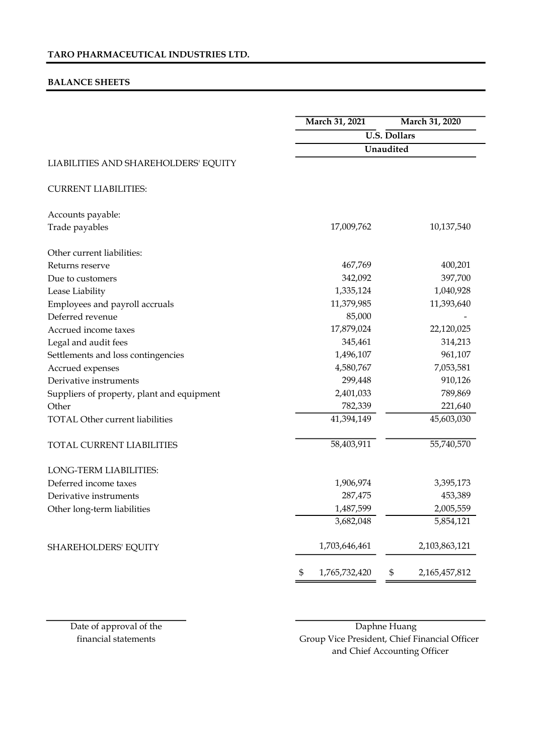**TARO PHARMACEUTICAL INDUSTRIES LTD.**

**BALANCE SHEETS**

| | March 31, 2021 | March 31, 2020 |
|---|---|---|
| | U.S. Dollars | |
| | Unaudited | |
| LIABILITIES AND SHAREHOLDERS' EQUITY | | |
| CURRENT LIABILITIES: | | |
| Accounts payable: | | |
| Trade payables | 17,009,762 | 10,137,540 |
| Other current liabilities: | | |
| Returns reserve | 467,769 | 400,201 |
| Due to customers | 342,092 | 397,700 |
| Lease Liability | 1,335,124 | 1,040,928 |
| Employees and payroll accruals | 11,379,985 | 11,393,640 |
| Deferred revenue | 85,000 | - |
| Accrued income taxes | 17,879,024 | 22,120,025 |
| Legal and audit fees | 345,461 | 314,213 |
| Settlements and loss contingencies | 1,496,107 | 961,107 |
| Accrued expenses | 4,580,767 | 7,053,581 |
| Derivative instruments | 299,448 | 910,126 |
| Suppliers of property, plant and equipment | 2,401,033 | 789,869 |
| Other | 782,339 | 221,640 |
| TOTAL Other current liabilities | 41,394,149 | 45,603,030 |
| TOTAL CURRENT LIABILITIES | 58,403,911 | 55,740,570 |
| LONG-TERM LIABILITIES: | | |
| Deferred income taxes | 1,906,974 | 3,395,173 |
| Derivative instruments | 287,475 | 453,389 |
| Other long-term liabilities | 1,487,599 | 2,005,559 |
| | 3,682,048 | 5,854,121 |
| SHAREHOLDERS' EQUITY | 1,703,646,461 | 2,103,863,121 |
| | $ 1,765,732,420 | $ 2,165,457,812 |

Date of approval of the financial statements

Daphne Huang
Group Vice President, Chief Financial Officer and Chief Accounting Officer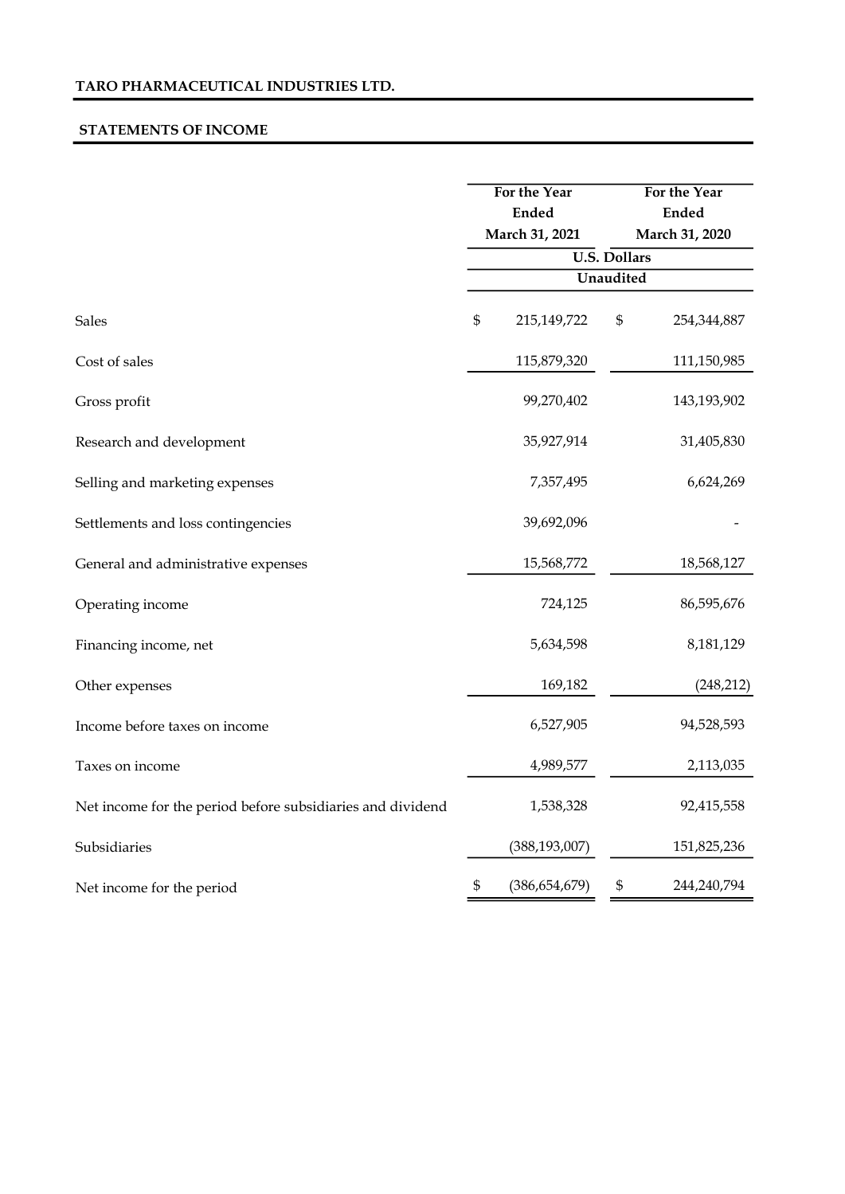**TARO PHARMACEUTICAL INDUSTRIES LTD.**

**STATEMENTS OF INCOME**

| | For the Year Ended March 31, 2021 | For the Year Ended March 31, 2020 |
|---|---|---|
| | U.S. Dollars | |
| | Unaudited | |
| Sales | $ 215,149,722 | $ 254,344,887 |
| Cost of sales | 115,879,320 | 111,150,985 |
| Gross profit | 99,270,402 | 143,193,902 |
| Research and development | 35,927,914 | 31,405,830 |
| Selling and marketing expenses | 7,357,495 | 6,624,269 |
| Settlements and loss contingencies | 39,692,096 | - |
| General and administrative expenses | 15,568,772 | 18,568,127 |
| Operating income | 724,125 | 86,595,676 |
| Financing income, net | 5,634,598 | 8,181,129 |
| Other expenses | 169,182 | (248,212) |
| Income before taxes on income | 6,527,905 | 94,528,593 |
| Taxes on income | 4,989,577 | 2,113,035 |
| Net income for the period before subsidiaries and dividend | 1,538,328 | 92,415,558 |
| Subsidiaries | (388,193,007) | 151,825,236 |
| Net income for the period | $ (386,654,679) | $ 244,240,794 |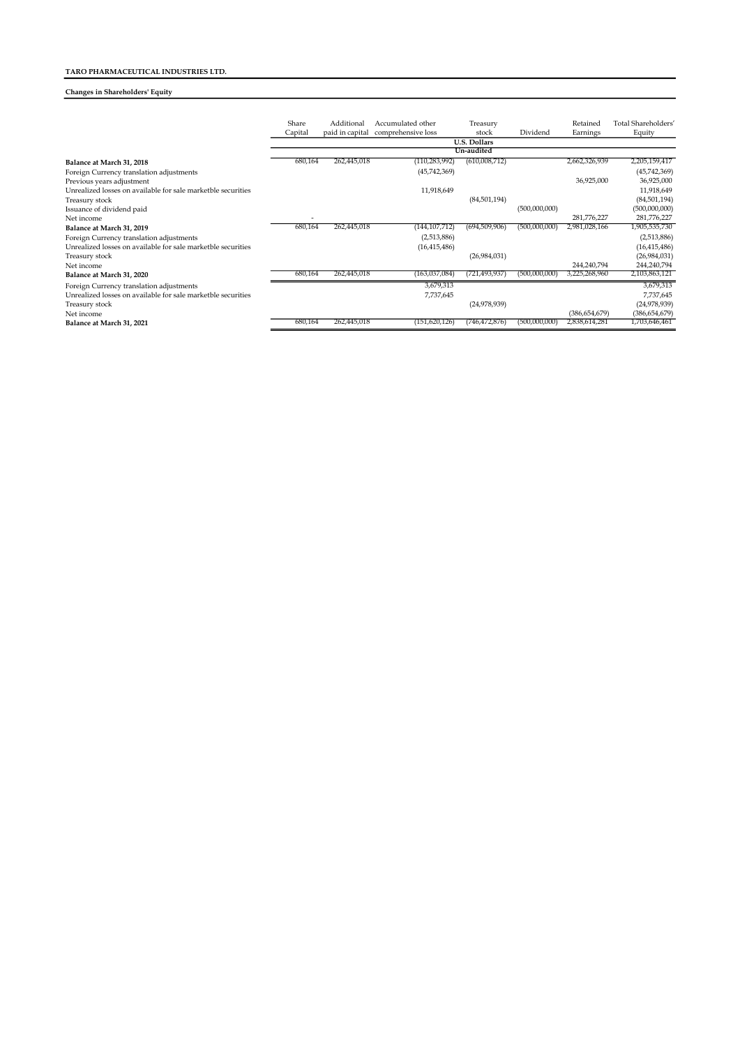**TARO PHARMACEUTICAL INDUSTRIES LTD.**

**Changes in Shareholders' Equity**

| | Share Capital | Additional paid in capital | Accumulated other comprehensive loss | Treasury stock | Dividend | Retained Earnings | Total Shareholders' Equity |
|---|---|---|---|---|---|---|---|
| | | | | U.S. Dollars | | | |
| | | | | Un-audited | | | |
| **Balance at March 31, 2018** | 680,164 | 262,445,018 | (110,283,992) | (610,008,712) | | 2,662,326,939 | 2,205,159,417 |
| Foreign Currency translation adjustments | | | (45,742,369) | | | | (45,742,369) |
| Previous years adjustment | | | | | | 36,925,000 | 36,925,000 |
| Unrealized losses on available for sale marketble securities | | | 11,918,649 | | | | 11,918,649 |
| Treasury stock | | | | (84,501,194) | | | (84,501,194) |
| Issuance of dividend paid | | | | | (500,000,000) | | (500,000,000) |
| Net income | - | | | | | 281,776,227 | 281,776,227 |
| **Balance at March 31, 2019** | 680,164 | 262,445,018 | (144,107,712) | (694,509,906) | (500,000,000) | 2,981,028,166 | 1,905,535,730 |
| Foreign Currency translation adjustments | | | (2,513,886) | | | | (2,513,886) |
| Unrealized losses on available for sale marketble securities | | | (16,415,486) | | | | (16,415,486) |
| Treasury stock | | | | (26,984,031) | | | (26,984,031) |
| Net income | | | | | | 244,240,794 | 244,240,794 |
| **Balance at March 31, 2020** | 680,164 | 262,445,018 | (163,037,084) | (721,493,937) | (500,000,000) | 3,225,268,960 | 2,103,863,121 |
| Foreign Currency translation adjustments | | | 3,679,313 | | | | 3,679,313 |
| Unrealized losses on available for sale marketble securities | | | 7,737,645 | | | | 7,737,645 |
| Treasury stock | | | | (24,978,939) | | | (24,978,939) |
| Net income | | | | | | (386,654,679) | (386,654,679) |
| **Balance at March 31, 2021** | 680,164 | 262,445,018 | (151,620,126) | (746,472,876) | (500,000,000) | 2,838,614,281 | 1,703,646,461 |